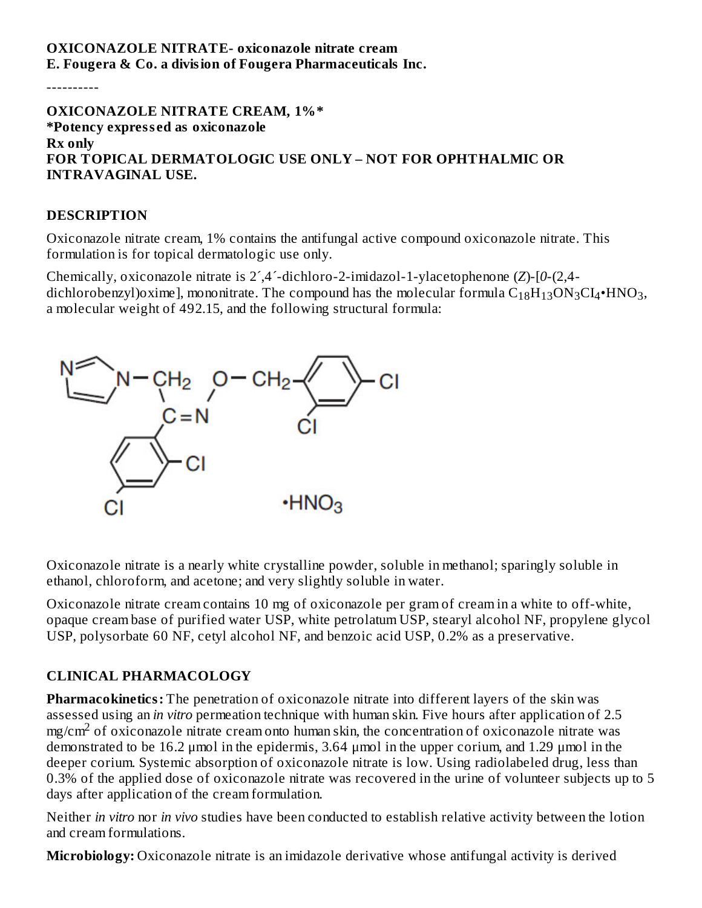**OXICONAZOLE NITRATE- oxiconazole nitrate cream**
**E. Fougera & Co. a division of Fougera Pharmaceuticals Inc.**

----------

**OXICONAZOLE NITRATE CREAM, 1%***
***Potency expressed as oxiconazole**
**Rx only**
**FOR TOPICAL DERMATOLOGIC USE ONLY – NOT FOR OPHTHALMIC OR INTRAVAGINAL USE.**

## DESCRIPTION

Oxiconazole nitrate cream, 1% contains the antifungal active compound oxiconazole nitrate. This formulation is for topical dermatologic use only.

Chemically, oxiconazole nitrate is 2´,4´-dichloro-2-imidazol-1-ylacetophenone (*Z*)-[*0*-(2,4-dichlorobenzyl)oxime], mononitrate. The compound has the molecular formula $C_{18}H_{13}ON_3CI_4$•$HNO_3$, a molecular weight of 492.15, and the following structural formula:

Oxiconazole nitrate is a nearly white crystalline powder, soluble in methanol; sparingly soluble in ethanol, chloroform, and acetone; and very slightly soluble in water.

Oxiconazole nitrate cream contains 10 mg of oxiconazole per gram of cream in a white to off-white, opaque cream base of purified water USP, white petrolatum USP, stearyl alcohol NF, propylene glycol USP, polysorbate 60 NF, cetyl alcohol NF, and benzoic acid USP, 0.2% as a preservative.

## CLINICAL PHARMACOLOGY

**Pharmacokinetics:** The penetration of oxiconazole nitrate into different layers of the skin was assessed using an *in vitro* permeation technique with human skin. Five hours after application of 2.5 $mg/cm^2$ of oxiconazole nitrate cream onto human skin, the concentration of oxiconazole nitrate was demonstrated to be 16.2 µmol in the epidermis, 3.64 µmol in the upper corium, and 1.29 µmol in the deeper corium. Systemic absorption of oxiconazole nitrate is low. Using radiolabeled drug, less than 0.3% of the applied dose of oxiconazole nitrate was recovered in the urine of volunteer subjects up to 5 days after application of the cream formulation.

Neither *in vitro* nor *in vivo* studies have been conducted to establish relative activity between the lotion and cream formulations.

**Microbiology:** Oxiconazole nitrate is an imidazole derivative whose antifungal activity is derived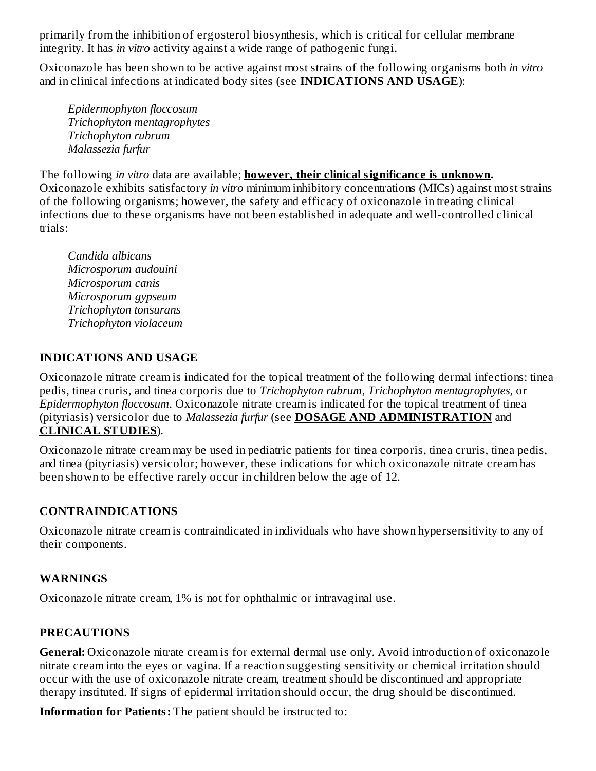primarily from the inhibition of ergosterol biosynthesis, which is critical for cellular membrane integrity. It has *in vitro* activity against a wide range of pathogenic fungi.

Oxiconazole has been shown to be active against most strains of the following organisms both *in vitro* and in clinical infections at indicated body sites (see **INDICATIONS AND USAGE**):

*Epidermophyton floccosum*
*Trichophyton mentagrophytes*
*Trichophyton rubrum*
*Malassezia furfur*

The following *in vitro* data are available; **however, their clinical significance is unknown.** Oxiconazole exhibits satisfactory *in vitro* minimum inhibitory concentrations (MICs) against most strains of the following organisms; however, the safety and efficacy of oxiconazole in treating clinical infections due to these organisms have not been established in adequate and well-controlled clinical trials:

*Candida albicans*
*Microsporum audouini*
*Microsporum canis*
*Microsporum gypseum*
*Trichophyton tonsurans*
*Trichophyton violaceum*

## INDICATIONS AND USAGE

Oxiconazole nitrate cream is indicated for the topical treatment of the following dermal infections: tinea pedis, tinea cruris, and tinea corporis due to *Trichophyton rubrum, Trichophyton mentagrophytes*, or *Epidermophyton floccosum*. Oxiconazole nitrate cream is indicated for the topical treatment of tinea (pityriasis) versicolor due to *Malassezia furfur* (see **DOSAGE AND ADMINISTRATION** and **CLINICAL STUDIES**).

Oxiconazole nitrate cream may be used in pediatric patients for tinea corporis, tinea cruris, tinea pedis, and tinea (pityriasis) versicolor; however, these indications for which oxiconazole nitrate cream has been shown to be effective rarely occur in children below the age of 12.

## CONTRAINDICATIONS

Oxiconazole nitrate cream is contraindicated in individuals who have shown hypersensitivity to any of their components.

## WARNINGS

Oxiconazole nitrate cream, 1% is not for ophthalmic or intravaginal use.

## PRECAUTIONS

**General:** Oxiconazole nitrate cream is for external dermal use only. Avoid introduction of oxiconazole nitrate cream into the eyes or vagina. If a reaction suggesting sensitivity or chemical irritation should occur with the use of oxiconazole nitrate cream, treatment should be discontinued and appropriate therapy instituted. If signs of epidermal irritation should occur, the drug should be discontinued.

**Information for Patients:** The patient should be instructed to: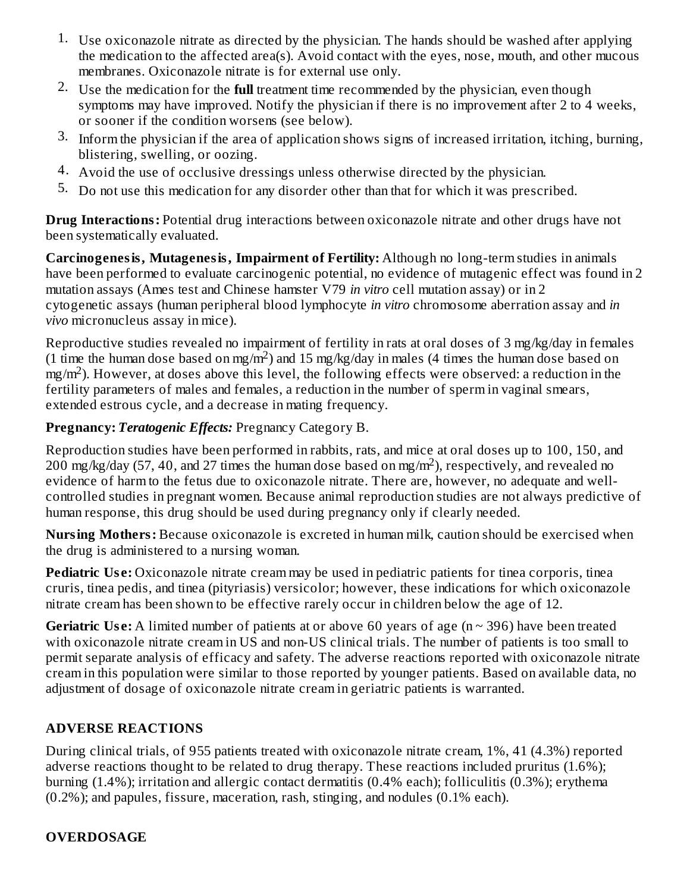1. Use oxiconazole nitrate as directed by the physician. The hands should be washed after applying the medication to the affected area(s). Avoid contact with the eyes, nose, mouth, and other mucous membranes. Oxiconazole nitrate is for external use only.
2. Use the medication for the **full** treatment time recommended by the physician, even though symptoms may have improved. Notify the physician if there is no improvement after 2 to 4 weeks, or sooner if the condition worsens (see below).
3. Inform the physician if the area of application shows signs of increased irritation, itching, burning, blistering, swelling, or oozing.
4. Avoid the use of occlusive dressings unless otherwise directed by the physician.
5. Do not use this medication for any disorder other than that for which it was prescribed.

**Drug Interactions:** Potential drug interactions between oxiconazole nitrate and other drugs have not been systematically evaluated.

**Carcinogenesis, Mutagenesis, Impairment of Fertility:** Although no long-term studies in animals have been performed to evaluate carcinogenic potential, no evidence of mutagenic effect was found in 2 mutation assays (Ames test and Chinese hamster V79 *in vitro* cell mutation assay) or in 2 cytogenetic assays (human peripheral blood lymphocyte *in vitro* chromosome aberration assay and *in vivo* micronucleus assay in mice).

Reproductive studies revealed no impairment of fertility in rats at oral doses of 3 mg/kg/day in females (1 time the human dose based on $mg/m^2$) and 15 mg/kg/day in males (4 times the human dose based on $mg/m^2$). However, at doses above this level, the following effects were observed: a reduction in the fertility parameters of males and females, a reduction in the number of sperm in vaginal smears, extended estrous cycle, and a decrease in mating frequency.

**Pregnancy:** ***Teratogenic Effects:*** Pregnancy Category B.

Reproduction studies have been performed in rabbits, rats, and mice at oral doses up to 100, 150, and 200 mg/kg/day (57, 40, and 27 times the human dose based on $mg/m^2$), respectively, and revealed no evidence of harm to the fetus due to oxiconazole nitrate. There are, however, no adequate and well-controlled studies in pregnant women. Because animal reproduction studies are not always predictive of human response, this drug should be used during pregnancy only if clearly needed.

**Nursing Mothers:** Because oxiconazole is excreted in human milk, caution should be exercised when the drug is administered to a nursing woman.

**Pediatric Use:** Oxiconazole nitrate cream may be used in pediatric patients for tinea corporis, tinea cruris, tinea pedis, and tinea (pityriasis) versicolor; however, these indications for which oxiconazole nitrate cream has been shown to be effective rarely occur in children below the age of 12.

**Geriatric Use:** A limited number of patients at or above 60 years of age ($n \sim 396$) have been treated with oxiconazole nitrate cream in US and non-US clinical trials. The number of patients is too small to permit separate analysis of efficacy and safety. The adverse reactions reported with oxiconazole nitrate cream in this population were similar to those reported by younger patients. Based on available data, no adjustment of dosage of oxiconazole nitrate cream in geriatric patients is warranted.

## ADVERSE REACTIONS

During clinical trials, of 955 patients treated with oxiconazole nitrate cream, 1%, 41 (4.3%) reported adverse reactions thought to be related to drug therapy. These reactions included pruritus (1.6%); burning (1.4%); irritation and allergic contact dermatitis (0.4% each); folliculitis (0.3%); erythema (0.2%); and papules, fissure, maceration, rash, stinging, and nodules (0.1% each).

## OVERDOSAGE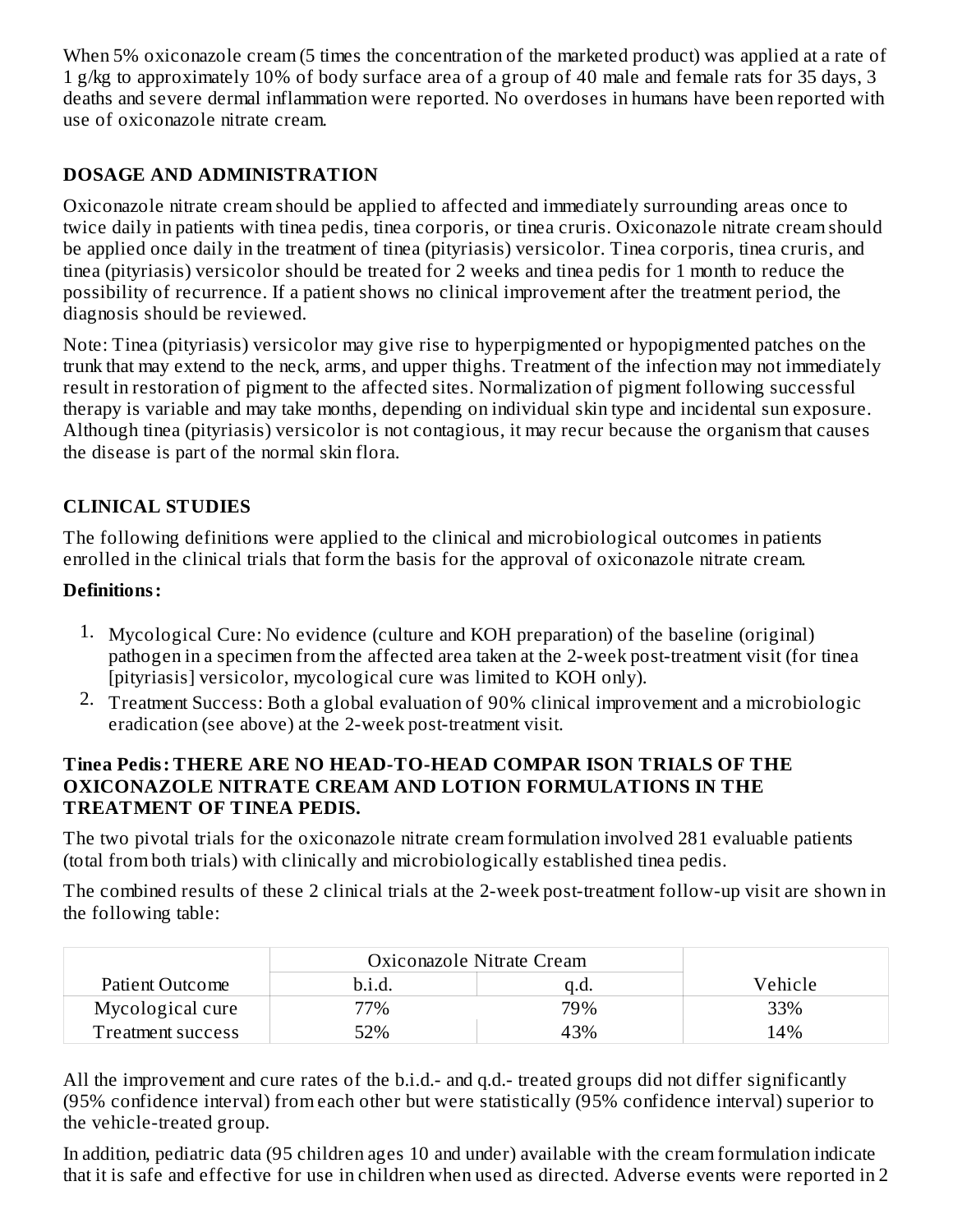When 5% oxiconazole cream (5 times the concentration of the marketed product) was applied at a rate of 1 g/kg to approximately 10% of body surface area of a group of 40 male and female rats for 35 days, 3 deaths and severe dermal inflammation were reported. No overdoses in humans have been reported with use of oxiconazole nitrate cream.

## DOSAGE AND ADMINISTRATION

Oxiconazole nitrate cream should be applied to affected and immediately surrounding areas once to twice daily in patients with tinea pedis, tinea corporis, or tinea cruris. Oxiconazole nitrate cream should be applied once daily in the treatment of tinea (pityriasis) versicolor. Tinea corporis, tinea cruris, and tinea (pityriasis) versicolor should be treated for 2 weeks and tinea pedis for 1 month to reduce the possibility of recurrence. If a patient shows no clinical improvement after the treatment period, the diagnosis should be reviewed.

Note: Tinea (pityriasis) versicolor may give rise to hyperpigmented or hypopigmented patches on the trunk that may extend to the neck, arms, and upper thighs. Treatment of the infection may not immediately result in restoration of pigment to the affected sites. Normalization of pigment following successful therapy is variable and may take months, depending on individual skin type and incidental sun exposure. Although tinea (pityriasis) versicolor is not contagious, it may recur because the organism that causes the disease is part of the normal skin flora.

## CLINICAL STUDIES

The following definitions were applied to the clinical and microbiological outcomes in patients enrolled in the clinical trials that form the basis for the approval of oxiconazole nitrate cream.

**Definitions:**

1. Mycological Cure: No evidence (culture and KOH preparation) of the baseline (original) pathogen in a specimen from the affected area taken at the 2-week post-treatment visit (for tinea [pityriasis] versicolor, mycological cure was limited to KOH only).
2. Treatment Success: Both a global evaluation of 90% clinical improvement and a microbiologic eradication (see above) at the 2-week post-treatment visit.

**Tinea Pedis: THERE ARE NO HEAD-TO-HEAD COMPARISON TRIALS OF THE OXICONAZOLE NITRATE CREAM AND LOTION FORMULATIONS IN THE TREATMENT OF TINEA PEDIS.**

The two pivotal trials for the oxiconazole nitrate cream formulation involved 281 evaluable patients (total from both trials) with clinically and microbiologically established tinea pedis.

The combined results of these 2 clinical trials at the 2-week post-treatment follow-up visit are shown in the following table:

| | Oxiconazole Nitrate Cream | | |
|---|---|---|---|
| Patient Outcome | b.i.d. | q.d. | Vehicle |
| Mycological cure | 77% | 79% | 33% |
| Treatment success | 52% | 43% | 14% |

All the improvement and cure rates of the b.i.d.- and q.d.- treated groups did not differ significantly (95% confidence interval) from each other but were statistically (95% confidence interval) superior to the vehicle-treated group.

In addition, pediatric data (95 children ages 10 and under) available with the cream formulation indicate that it is safe and effective for use in children when used as directed. Adverse events were reported in 2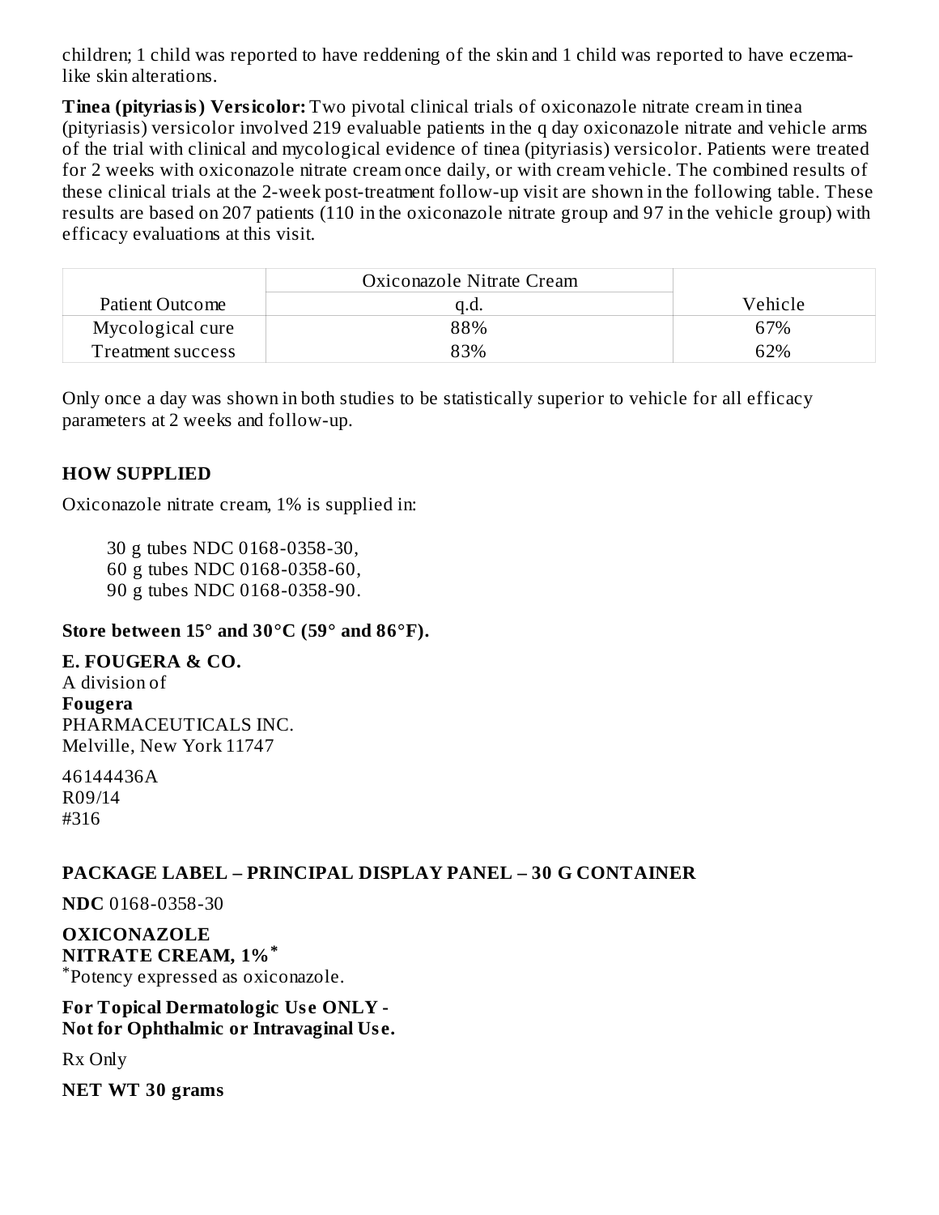children; 1 child was reported to have reddening of the skin and 1 child was reported to have eczema-like skin alterations.

**Tinea (pityriasis) Versicolor:** Two pivotal clinical trials of oxiconazole nitrate cream in tinea (pityriasis) versicolor involved 219 evaluable patients in the q day oxiconazole nitrate and vehicle arms of the trial with clinical and mycological evidence of tinea (pityriasis) versicolor. Patients were treated for 2 weeks with oxiconazole nitrate cream once daily, or with cream vehicle. The combined results of these clinical trials at the 2-week post-treatment follow-up visit are shown in the following table. These results are based on 207 patients (110 in the oxiconazole nitrate group and 97 in the vehicle group) with efficacy evaluations at this visit.

| Patient Outcome | Oxiconazole Nitrate Cream q.d. | Vehicle |
|---|---|---|
| Mycological cure | 88% | 67% |
| Treatment success | 83% | 62% |

Only once a day was shown in both studies to be statistically superior to vehicle for all efficacy parameters at 2 weeks and follow-up.

## HOW SUPPLIED

Oxiconazole nitrate cream, 1% is supplied in:

30 g tubes NDC 0168-0358-30,
60 g tubes NDC 0168-0358-60,
90 g tubes NDC 0168-0358-90.

**Store between 15° and 30°C (59° and 86°F).**

**E. FOUGERA & CO.**
A division of
**Fougera**
PHARMACEUTICALS INC.
Melville, New York 11747

46144436A
R09/14
#316

## PACKAGE LABEL – PRINCIPAL DISPLAY PANEL – 30 G CONTAINER

**NDC** 0168-0358-30

**OXICONAZOLE**
**NITRATE CREAM, 1%***
*Potency expressed as oxiconazole.

**For Topical Dermatologic Use ONLY -**
**Not for Ophthalmic or Intravaginal Use.**

Rx Only

**NET WT 30 grams**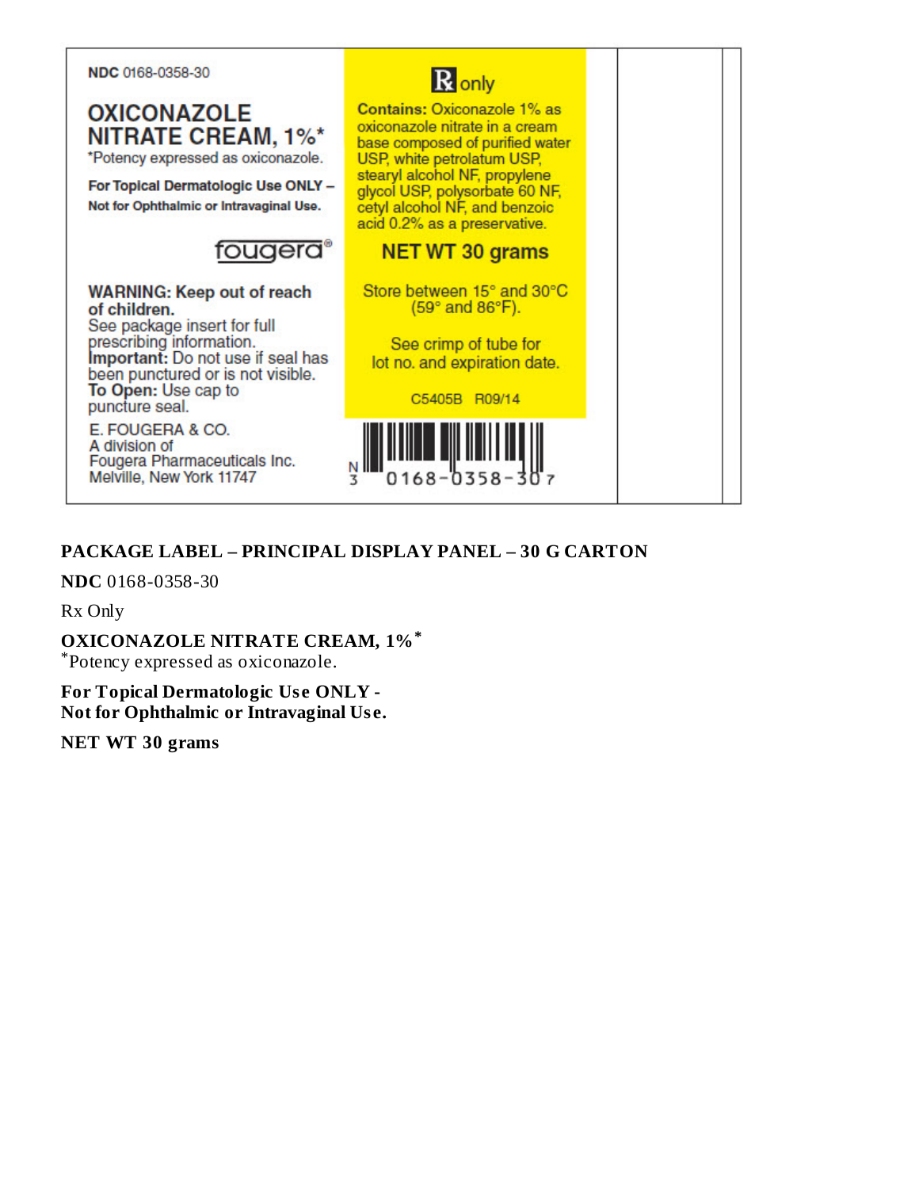NDC 0168-0358-30

# OXICONAZOLE NITRATE CREAM, 1%*

*Potency expressed as oxiconazole.

**For Topical Dermatologic Use ONLY – Not for Ophthalmic or Intravaginal Use.**

fougera®

**WARNING: Keep out of reach of children.**
See package insert for full prescribing information.
**Important:** Do not use if seal has been punctured or is not visible.
**To Open:** Use cap to puncture seal.

E. FOUGERA & CO.
A division of
Fougera Pharmaceuticals Inc.
Melville, New York 11747

℞ only

**Contains:** Oxiconazole 1% as oxiconazole nitrate in a cream base composed of purified water USP, white petrolatum USP, stearyl alcohol NF, propylene glycol USP, polysorbate 60 NF, cetyl alcohol NF, and benzoic acid 0.2% as a preservative.

**NET WT 30 grams**

Store between 15° and 30°C (59° and 86°F).

See crimp of tube for lot no. and expiration date.

C5405B R09/14

N 3 0168-0358-30 7

**PACKAGE LABEL – PRINCIPAL DISPLAY PANEL – 30 G CARTON**

**NDC** 0168-0358-30

Rx Only

**OXICONAZOLE NITRATE CREAM, 1%***
*Potency expressed as oxiconazole.

**For Topical Dermatologic Use ONLY -**
**Not for Ophthalmic or Intravaginal Use.**

**NET WT 30 grams**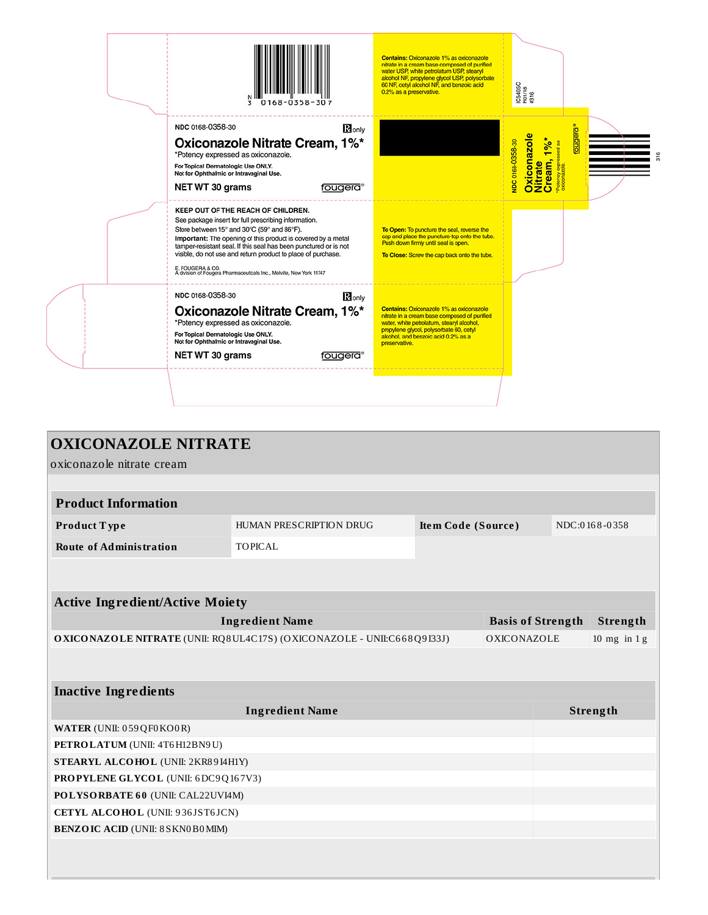N
3 0168-0358-307

NDC 0168-0358-30

℞only

**Oxiconazole Nitrate Cream, 1%***

*Potency expressed as oxiconazole.

For Topical Dermatologic Use ONLY.
Not for Ophthalmic or Intravaginal Use.

NET WT 30 grams

fougera®

**Contains:** Oxiconazole 1% as oxiconazole nitrate in a cream base composed of purified water USP, white petrolatum USP, stearyl alcohol NF, propylene glycol USP, polysorbate 60 NF, cetyl alcohol NF, and benzoic acid 0.2% as a preservative.

IC5405C
F01/18
#316

NDC 0168-0358-30

**Oxiconazole Nitrate Cream, 1%***

*Potency expressed as oxiconazole.

fougera®

316

**KEEP OUT OF THE REACH OF CHILDREN.**

See package insert for full prescribing information.

Store between 15° and 30°C (59° and 86°F).

**Important:** The opening of this product is covered by a metal tamper-resistant seal. If this seal has been punctured or is not visible, do not use and return product to place of purchase.

E. FOUGERA & CO.
A division of Fougera Pharmaceuticals Inc., Melville, New York 11747

**To Open:** To puncture the seal, reverse the cap and place the puncture-top onto the tube. Push down firmly until seal is open.

**To Close:** Screw the cap back onto the tube.

NDC 0168-0358-30

℞only

**Oxiconazole Nitrate Cream, 1%***

*Potency expressed as oxiconazole.

For Topical Dermatologic Use ONLY.
Not for Ophthalmic or Intravaginal Use.

NET WT 30 grams

fougera®

**Contains:** Oxiconazole 1% as oxiconazole nitrate in a cream base composed of purified water, white petrolatum, stearyl alcohol, propylene glycol, polysorbate 60, cetyl alcohol, and benzoic acid 0.2% as a preservative.

# OXICONAZOLE NITRATE

oxiconazole nitrate cream

| Product Information | | | |
|---|---|---|---|
| **Product Type** | HUMAN PRESCRIPTION DRUG | **Item Code (Source)** | NDC:0168-0358 |
| **Route of Administration** | TOPICAL | | |

| Active Ingredient/Active Moiety | | |
|---|---|---|
| **Ingredient Name** | **Basis of Strength** | **Strength** |
| **OXICONAZOLE NITRATE** (UNII: RQ8UL4C17S) (OXICONAZOLE - UNII:C668Q9I33J) | OXICONAZOLE | 10 mg in 1 g |

| Inactive Ingredients | |
|---|---|
| **Ingredient Name** | **Strength** |
| **WATER** (UNII: 059QF0KO0R) | |
| **PETROLATUM** (UNII: 4T6H12BN9U) | |
| **STEARYL ALCOHOL** (UNII: 2KR89I4H1Y) | |
| **PROPYLENE GLYCOL** (UNII: 6DC9Q167V3) | |
| **POLYSORBATE 60** (UNII: CAL22UVI4M) | |
| **CETYL ALCOHOL** (UNII: 936JST6JCN) | |
| **BENZOIC ACID** (UNII: 8SKN0B0MIM) | |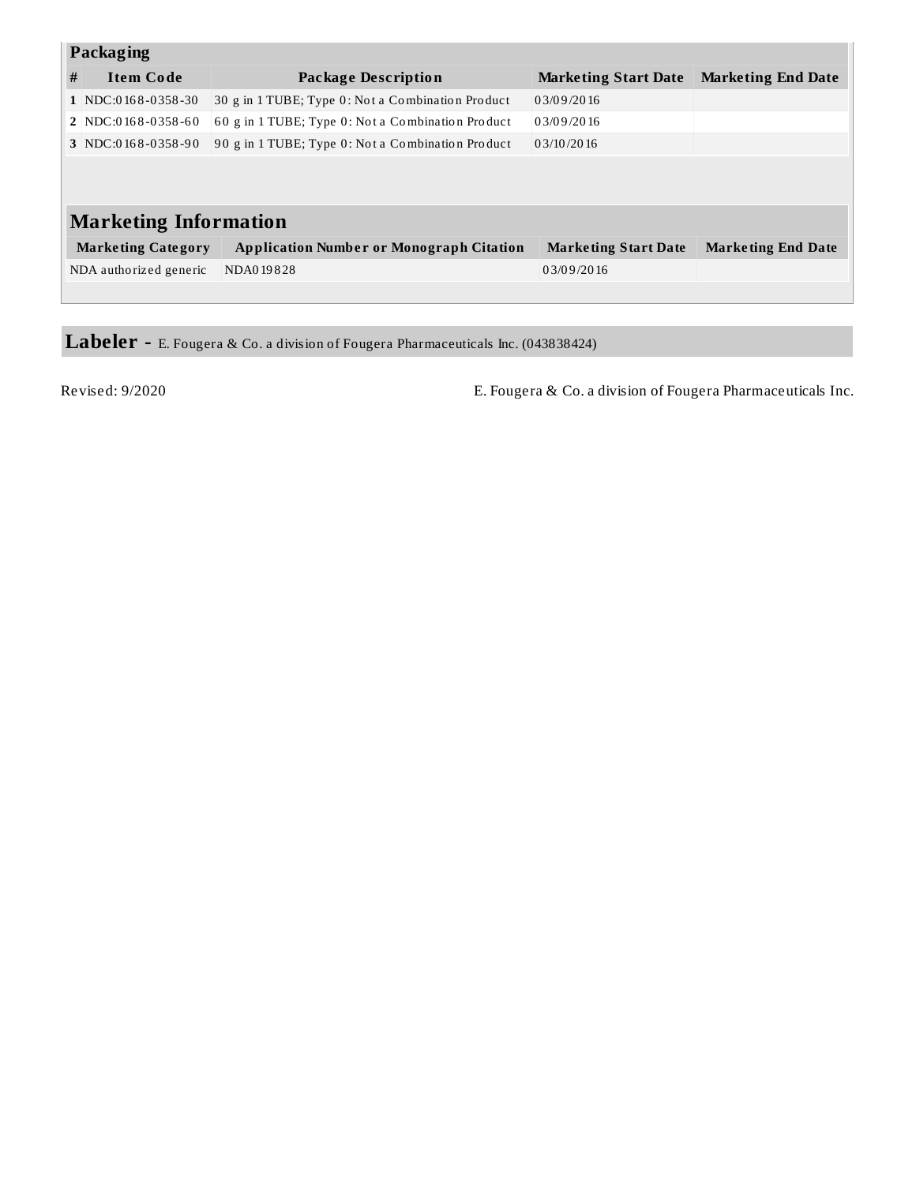## Packaging

| # | Item Code | Package Description | Marketing Start Date | Marketing End Date |
|---|---|---|---|---|
| 1 | NDC:0168-0358-30 | 30 g in 1 TUBE; Type 0: Not a Combination Product | 03/09/2016 | |
| 2 | NDC:0168-0358-60 | 60 g in 1 TUBE; Type 0: Not a Combination Product | 03/09/2016 | |
| 3 | NDC:0168-0358-90 | 90 g in 1 TUBE; Type 0: Not a Combination Product | 03/10/2016 | |

## Marketing Information

| Marketing Category | Application Number or Monograph Citation | Marketing Start Date | Marketing End Date |
|---|---|---|---|
| NDA authorized generic | NDA019828 | 03/09/2016 | |

**Labeler -** E. Fougera & Co. a division of Fougera Pharmaceuticals Inc. (043838424)

Revised: 9/2020

E. Fougera & Co. a division of Fougera Pharmaceuticals Inc.